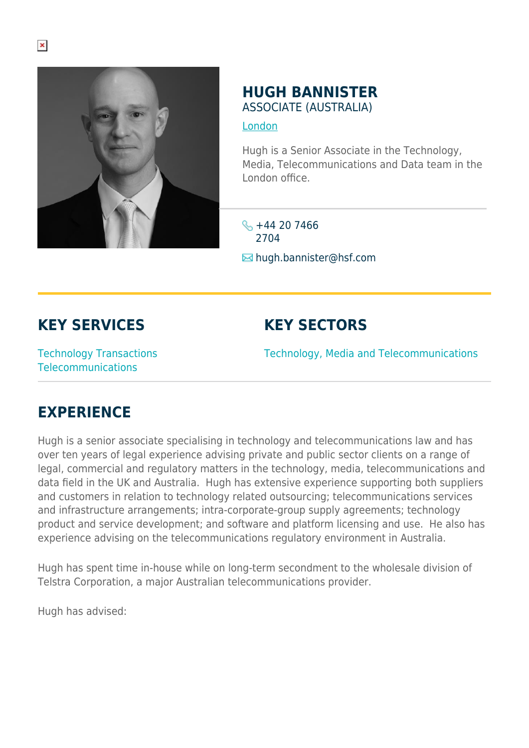# HUGH BANNISTER

ASSOCIATE (AUSTRALIA)

London

Hugh is a Senior Associate in the Technology, Media, Telecommunications and Data team in the London office.

+44 20 7466 2704

hugh.bannister@hsf.com

## KEY SERVICES

Technology Transactions

Telecommunications

## KEY SECTORS

Technology, Media and Telecommunications

## EXPERIENCE

Hugh is a senior associate specialising in technology and telecommunications law and has over ten years of legal experience advising private and public sector clients on a range of legal, commercial and regulatory matters in the technology, media, telecommunications and data field in the UK and Australia. Hugh has extensive experience supporting both suppliers and customers in relation to technology related outsourcing; telecommunications services and infrastructure arrangements; intra-corporate-group supply agreements; technology product and service development; and software and platform licensing and use. He also has experience advising on the telecommunications regulatory environment in Australia.

Hugh has spent time in-house while on long-term secondment to the wholesale division of Telstra Corporation, a major Australian telecommunications provider.

Hugh has advised: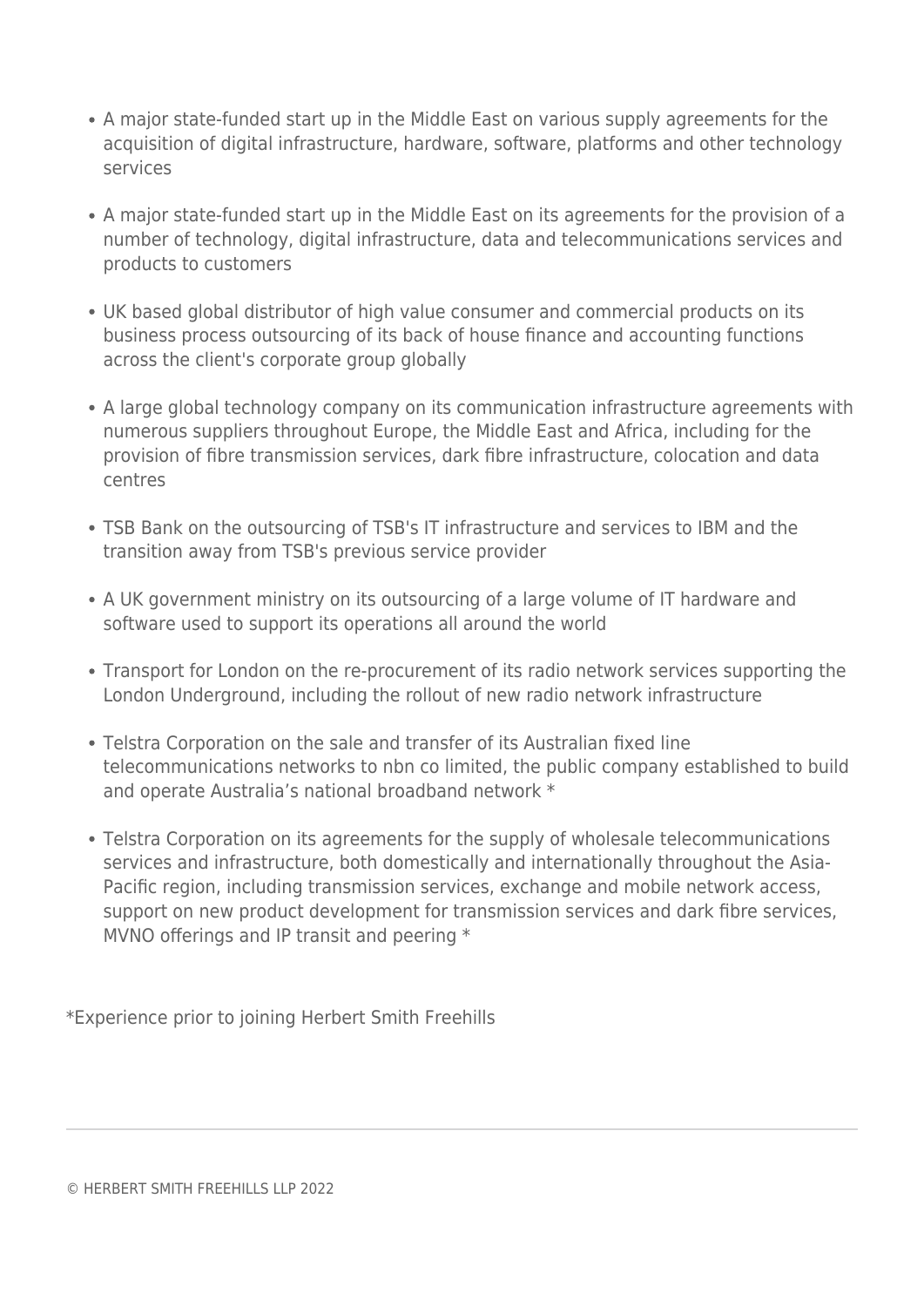- A major state-funded start up in the Middle East on various supply agreements for the acquisition of digital infrastructure, hardware, software, platforms and other technology services
- A major state-funded start up in the Middle East on its agreements for the provision of a number of technology, digital infrastructure, data and telecommunications services and products to customers
- UK based global distributor of high value consumer and commercial products on its business process outsourcing of its back of house finance and accounting functions across the client's corporate group globally
- A large global technology company on its communication infrastructure agreements with numerous suppliers throughout Europe, the Middle East and Africa, including for the provision of fibre transmission services, dark fibre infrastructure, colocation and data centres
- TSB Bank on the outsourcing of TSB's IT infrastructure and services to IBM and the transition away from TSB's previous service provider
- A UK government ministry on its outsourcing of a large volume of IT hardware and software used to support its operations all around the world
- Transport for London on the re-procurement of its radio network services supporting the London Underground, including the rollout of new radio network infrastructure
- Telstra Corporation on the sale and transfer of its Australian fixed line telecommunications networks to nbn co limited, the public company established to build and operate Australia's national broadband network *
- Telstra Corporation on its agreements for the supply of wholesale telecommunications services and infrastructure, both domestically and internationally throughout the Asia-Pacific region, including transmission services, exchange and mobile network access, support on new product development for transmission services and dark fibre services, MVNO offerings and IP transit and peering *

*Experience prior to joining Herbert Smith Freehills

© HERBERT SMITH FREEHILLS LLP 2022